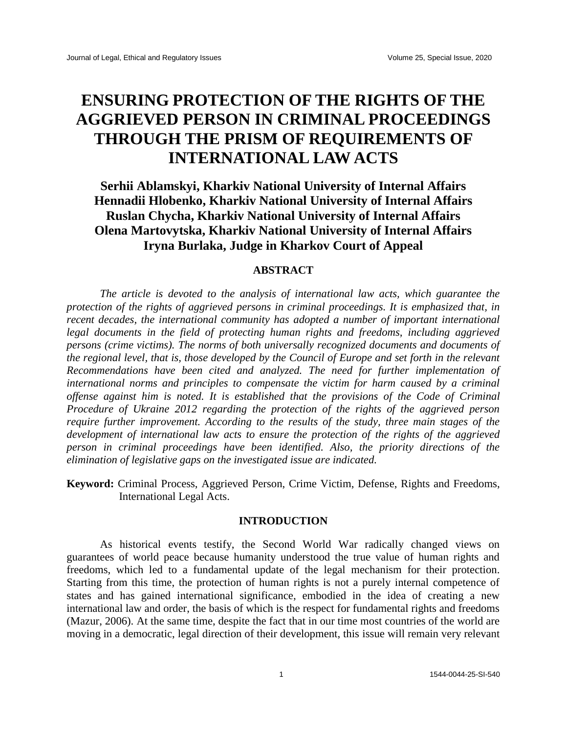# ENSURING PROTECTION OF THE RIGHTS OF THE AGGRIEVED PERSON IN CRIMINAL PROCEEDINGS THROUGH THE PRISM OF REQUIREMENTS OF INTERNATIONAL LAW ACTS

**Serhii Ablamskyi, Kharkiv National University of Internal Affairs**
**Hennadii Hlobenko, Kharkiv National University of Internal Affairs**
**Ruslan Chycha, Kharkiv National University of Internal Affairs**
**Olena Martovytska, Kharkiv National University of Internal Affairs**
**Iryna Burlaka, Judge in Kharkov Court of Appeal**

## ABSTRACT

*The article is devoted to the analysis of international law acts, which guarantee the protection of the rights of aggrieved persons in criminal proceedings. It is emphasized that, in recent decades, the international community has adopted a number of important international legal documents in the field of protecting human rights and freedoms, including aggrieved persons (crime victims). The norms of both universally recognized documents and documents of the regional level, that is, those developed by the Council of Europe and set forth in the relevant Recommendations have been cited and analyzed. The need for further implementation of international norms and principles to compensate the victim for harm caused by a criminal offense against him is noted. It is established that the provisions of the Code of Criminal Procedure of Ukraine 2012 regarding the protection of the rights of the aggrieved person require further improvement. According to the results of the study, three main stages of the development of international law acts to ensure the protection of the rights of the aggrieved person in criminal proceedings have been identified. Also, the priority directions of the elimination of legislative gaps on the investigated issue are indicated.*

**Keyword:** Criminal Process, Aggrieved Person, Crime Victim, Defense, Rights and Freedoms, International Legal Acts.

## INTRODUCTION

As historical events testify, the Second World War radically changed views on guarantees of world peace because humanity understood the true value of human rights and freedoms, which led to a fundamental update of the legal mechanism for their protection. Starting from this time, the protection of human rights is not a purely internal competence of states and has gained international significance, embodied in the idea of creating a new international law and order, the basis of which is the respect for fundamental rights and freedoms (Mazur, 2006). At the same time, despite the fact that in our time most countries of the world are moving in a democratic, legal direction of their development, this issue will remain very relevant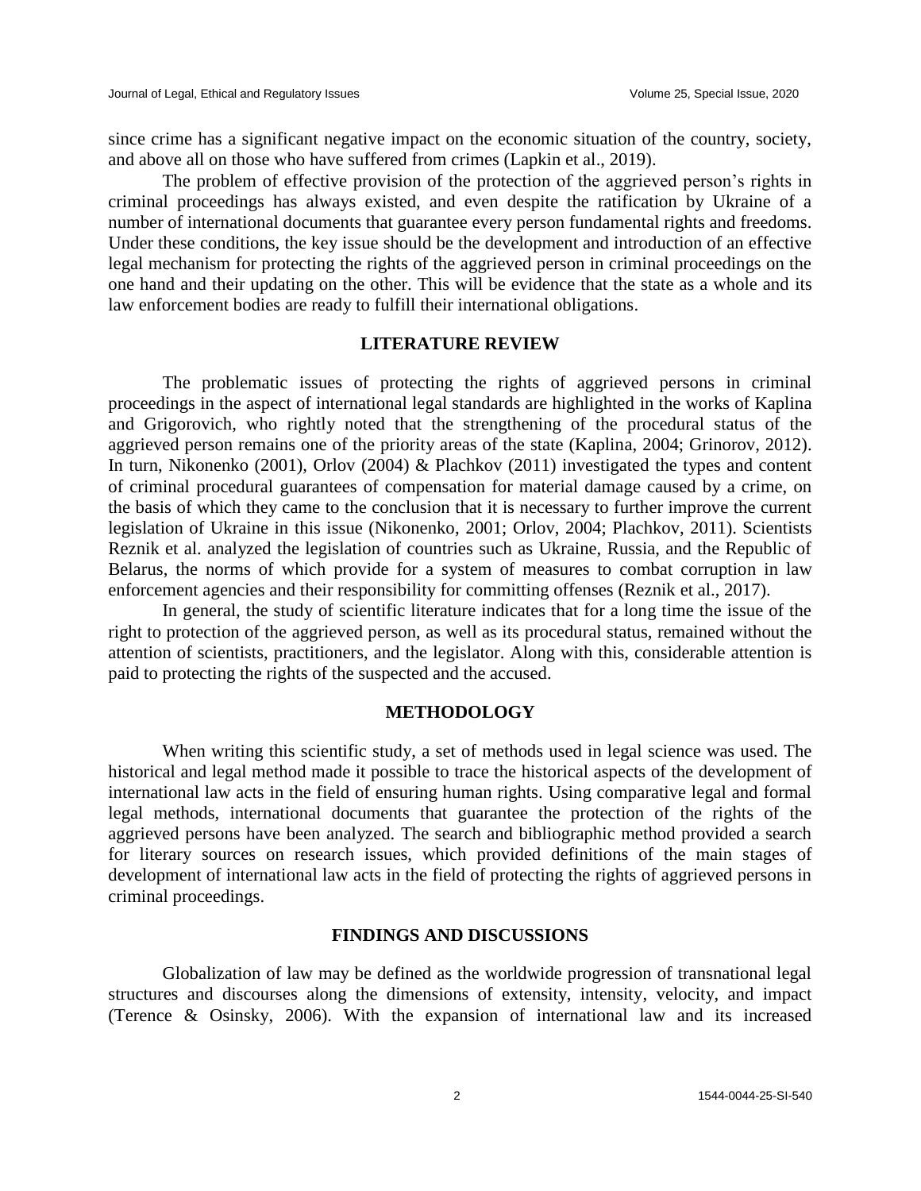since crime has a significant negative impact on the economic situation of the country, society, and above all on those who have suffered from crimes (Lapkin et al., 2019).

The problem of effective provision of the protection of the aggrieved person's rights in criminal proceedings has always existed, and even despite the ratification by Ukraine of a number of international documents that guarantee every person fundamental rights and freedoms. Under these conditions, the key issue should be the development and introduction of an effective legal mechanism for protecting the rights of the aggrieved person in criminal proceedings on the one hand and their updating on the other. This will be evidence that the state as a whole and its law enforcement bodies are ready to fulfill their international obligations.

## LITERATURE REVIEW

The problematic issues of protecting the rights of aggrieved persons in criminal proceedings in the aspect of international legal standards are highlighted in the works of Kaplina and Grigorovich, who rightly noted that the strengthening of the procedural status of the aggrieved person remains one of the priority areas of the state (Kaplina, 2004; Grinorov, 2012). In turn, Nikonenko (2001), Orlov (2004) & Plachkov (2011) investigated the types and content of criminal procedural guarantees of compensation for material damage caused by a crime, on the basis of which they came to the conclusion that it is necessary to further improve the current legislation of Ukraine in this issue (Nikonenko, 2001; Orlov, 2004; Plachkov, 2011). Scientists Reznik et al. analyzed the legislation of countries such as Ukraine, Russia, and the Republic of Belarus, the norms of which provide for a system of measures to combat corruption in law enforcement agencies and their responsibility for committing offenses (Reznik et al., 2017).

In general, the study of scientific literature indicates that for a long time the issue of the right to protection of the aggrieved person, as well as its procedural status, remained without the attention of scientists, practitioners, and the legislator. Along with this, considerable attention is paid to protecting the rights of the suspected and the accused.

## METHODOLOGY

When writing this scientific study, a set of methods used in legal science was used. The historical and legal method made it possible to trace the historical aspects of the development of international law acts in the field of ensuring human rights. Using comparative legal and formal legal methods, international documents that guarantee the protection of the rights of the aggrieved persons have been analyzed. The search and bibliographic method provided a search for literary sources on research issues, which provided definitions of the main stages of development of international law acts in the field of protecting the rights of aggrieved persons in criminal proceedings.

## FINDINGS AND DISCUSSIONS

Globalization of law may be defined as the worldwide progression of transnational legal structures and discourses along the dimensions of extensity, intensity, velocity, and impact (Terence & Osinsky, 2006). With the expansion of international law and its increased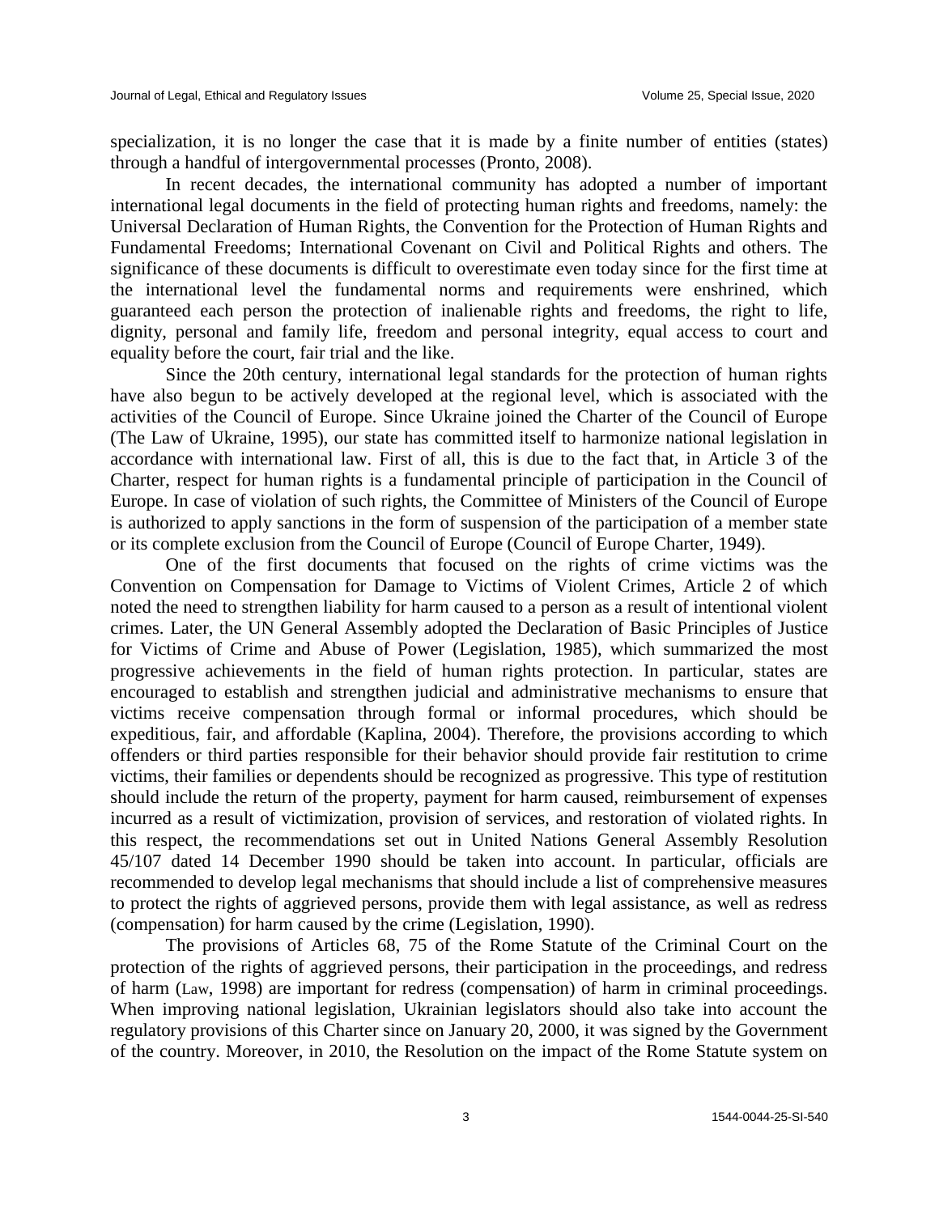specialization, it is no longer the case that it is made by a finite number of entities (states) through a handful of intergovernmental processes (Pronto, 2008).

In recent decades, the international community has adopted a number of important international legal documents in the field of protecting human rights and freedoms, namely: the Universal Declaration of Human Rights, the Convention for the Protection of Human Rights and Fundamental Freedoms; International Covenant on Civil and Political Rights and others. The significance of these documents is difficult to overestimate even today since for the first time at the international level the fundamental norms and requirements were enshrined, which guaranteed each person the protection of inalienable rights and freedoms, the right to life, dignity, personal and family life, freedom and personal integrity, equal access to court and equality before the court, fair trial and the like.

Since the 20th century, international legal standards for the protection of human rights have also begun to be actively developed at the regional level, which is associated with the activities of the Council of Europe. Since Ukraine joined the Charter of the Council of Europe (The Law of Ukraine, 1995), our state has committed itself to harmonize national legislation in accordance with international law. First of all, this is due to the fact that, in Article 3 of the Charter, respect for human rights is a fundamental principle of participation in the Council of Europe. In case of violation of such rights, the Committee of Ministers of the Council of Europe is authorized to apply sanctions in the form of suspension of the participation of a member state or its complete exclusion from the Council of Europe (Council of Europe Charter, 1949).

One of the first documents that focused on the rights of crime victims was the Convention on Compensation for Damage to Victims of Violent Crimes, Article 2 of which noted the need to strengthen liability for harm caused to a person as a result of intentional violent crimes. Later, the UN General Assembly adopted the Declaration of Basic Principles of Justice for Victims of Crime and Abuse of Power (Legislation, 1985), which summarized the most progressive achievements in the field of human rights protection. In particular, states are encouraged to establish and strengthen judicial and administrative mechanisms to ensure that victims receive compensation through formal or informal procedures, which should be expeditious, fair, and affordable (Kaplina, 2004). Therefore, the provisions according to which offenders or third parties responsible for their behavior should provide fair restitution to crime victims, their families or dependents should be recognized as progressive. This type of restitution should include the return of the property, payment for harm caused, reimbursement of expenses incurred as a result of victimization, provision of services, and restoration of violated rights. In this respect, the recommendations set out in United Nations General Assembly Resolution 45/107 dated 14 December 1990 should be taken into account. In particular, officials are recommended to develop legal mechanisms that should include a list of comprehensive measures to protect the rights of aggrieved persons, provide them with legal assistance, as well as redress (compensation) for harm caused by the crime (Legislation, 1990).

The provisions of Articles 68, 75 of the Rome Statute of the Criminal Court on the protection of the rights of aggrieved persons, their participation in the proceedings, and redress of harm (Law, 1998) are important for redress (compensation) of harm in criminal proceedings. When improving national legislation, Ukrainian legislators should also take into account the regulatory provisions of this Charter since on January 20, 2000, it was signed by the Government of the country. Moreover, in 2010, the Resolution on the impact of the Rome Statute system on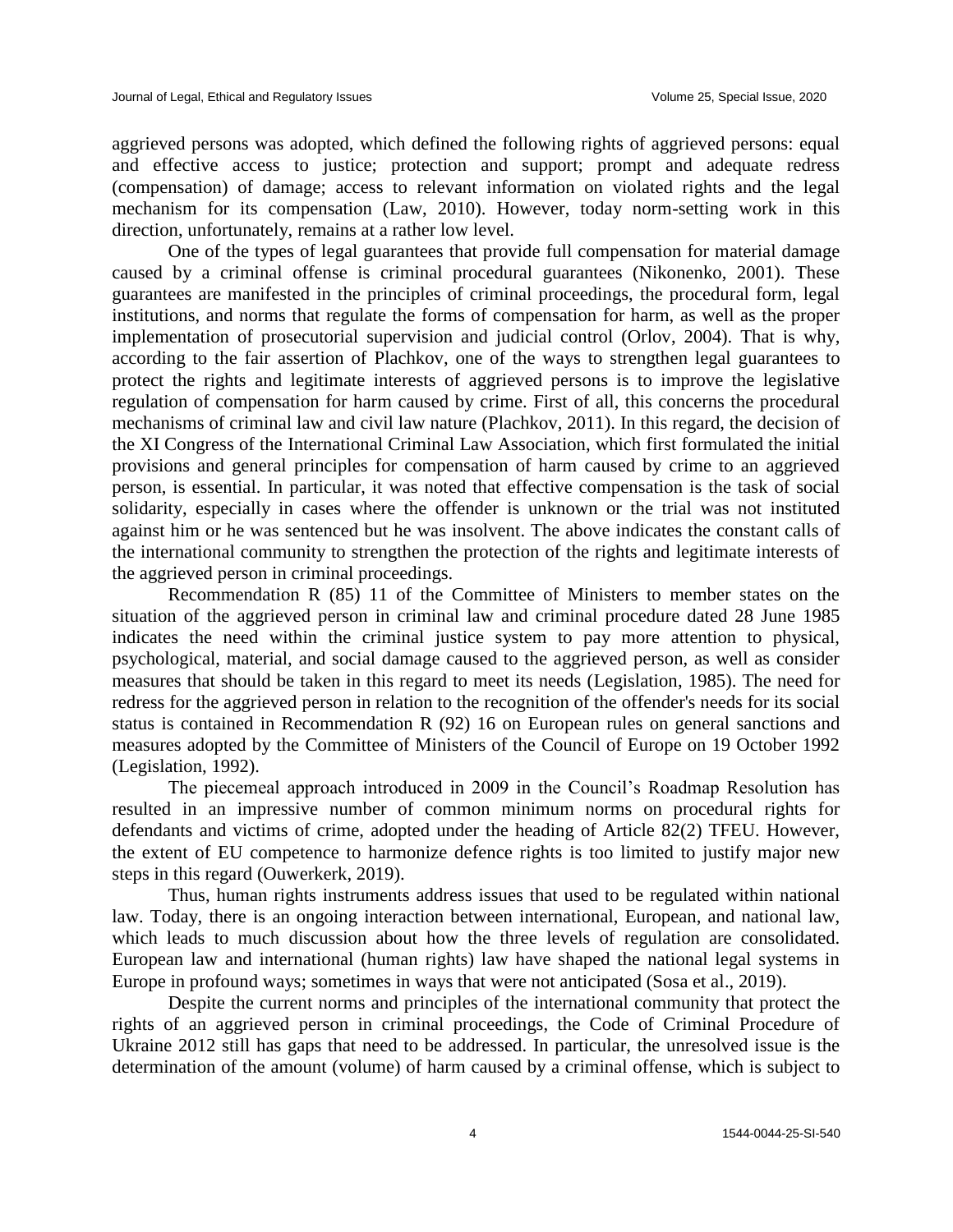aggrieved persons was adopted, which defined the following rights of aggrieved persons: equal and effective access to justice; protection and support; prompt and adequate redress (compensation) of damage; access to relevant information on violated rights and the legal mechanism for its compensation (Law, 2010). However, today norm-setting work in this direction, unfortunately, remains at a rather low level.

One of the types of legal guarantees that provide full compensation for material damage caused by a criminal offense is criminal procedural guarantees (Nikonenko, 2001). These guarantees are manifested in the principles of criminal proceedings, the procedural form, legal institutions, and norms that regulate the forms of compensation for harm, as well as the proper implementation of prosecutorial supervision and judicial control (Orlov, 2004). That is why, according to the fair assertion of Plachkov, one of the ways to strengthen legal guarantees to protect the rights and legitimate interests of aggrieved persons is to improve the legislative regulation of compensation for harm caused by crime. First of all, this concerns the procedural mechanisms of criminal law and civil law nature (Plachkov, 2011). In this regard, the decision of the XI Congress of the International Criminal Law Association, which first formulated the initial provisions and general principles for compensation of harm caused by crime to an aggrieved person, is essential. In particular, it was noted that effective compensation is the task of social solidarity, especially in cases where the offender is unknown or the trial was not instituted against him or he was sentenced but he was insolvent. The above indicates the constant calls of the international community to strengthen the protection of the rights and legitimate interests of the aggrieved person in criminal proceedings.

Recommendation R (85) 11 of the Committee of Ministers to member states on the situation of the aggrieved person in criminal law and criminal procedure dated 28 June 1985 indicates the need within the criminal justice system to pay more attention to physical, psychological, material, and social damage caused to the aggrieved person, as well as consider measures that should be taken in this regard to meet its needs (Legislation, 1985). The need for redress for the aggrieved person in relation to the recognition of the offender's needs for its social status is contained in Recommendation R (92) 16 on European rules on general sanctions and measures adopted by the Committee of Ministers of the Council of Europe on 19 October 1992 (Legislation, 1992).

The piecemeal approach introduced in 2009 in the Council's Roadmap Resolution has resulted in an impressive number of common minimum norms on procedural rights for defendants and victims of crime, adopted under the heading of Article 82(2) TFEU. However, the extent of EU competence to harmonize defence rights is too limited to justify major new steps in this regard (Ouwerkerk, 2019).

Thus, human rights instruments address issues that used to be regulated within national law. Today, there is an ongoing interaction between international, European, and national law, which leads to much discussion about how the three levels of regulation are consolidated. European law and international (human rights) law have shaped the national legal systems in Europe in profound ways; sometimes in ways that were not anticipated (Sosa et al., 2019).

Despite the current norms and principles of the international community that protect the rights of an aggrieved person in criminal proceedings, the Code of Criminal Procedure of Ukraine 2012 still has gaps that need to be addressed. In particular, the unresolved issue is the determination of the amount (volume) of harm caused by a criminal offense, which is subject to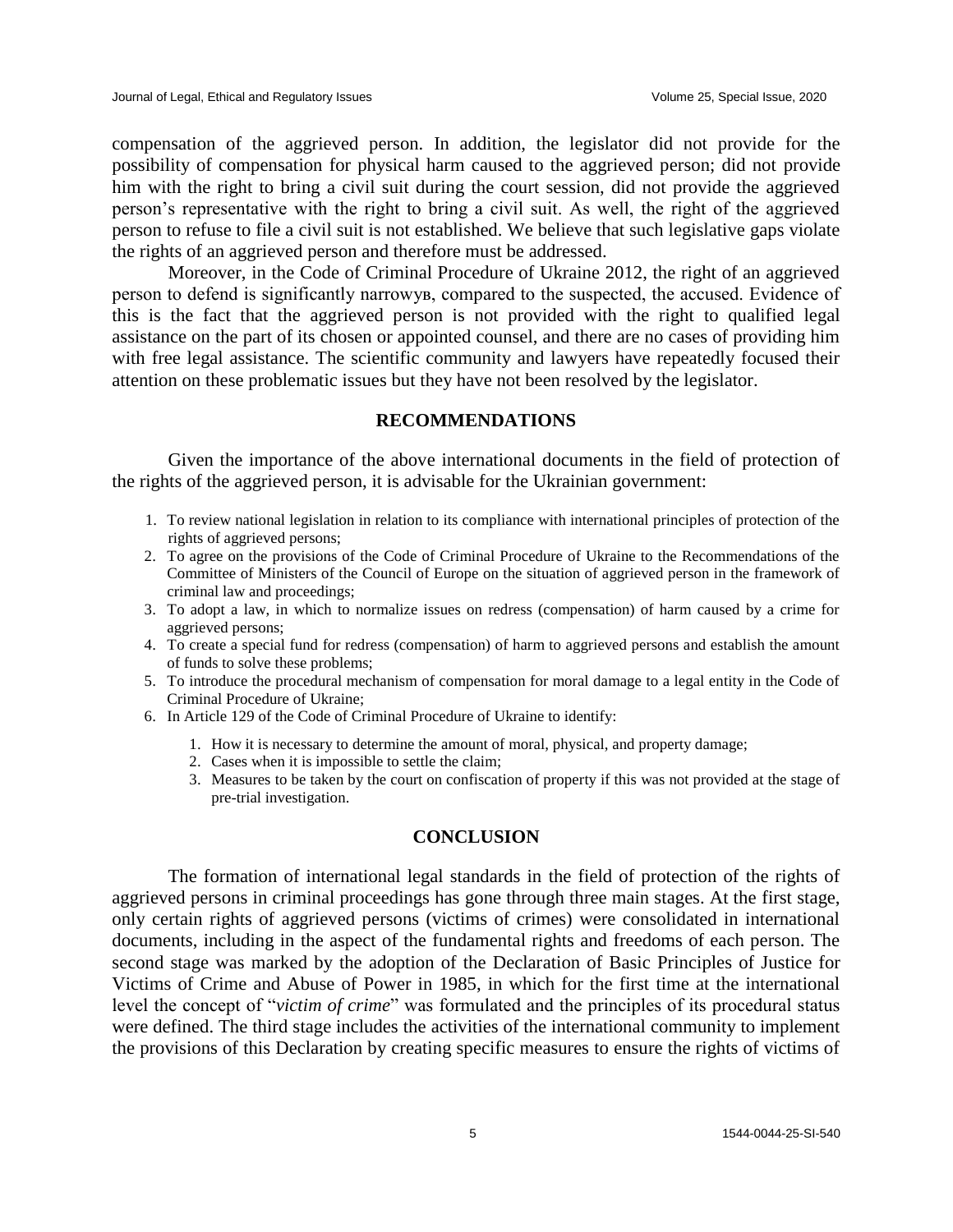compensation of the aggrieved person. In addition, the legislator did not provide for the possibility of compensation for physical harm caused to the aggrieved person; did not provide him with the right to bring a civil suit during the court session, did not provide the aggrieved person's representative with the right to bring a civil suit. As well, the right of the aggrieved person to refuse to file a civil suit is not established. We believe that such legislative gaps violate the rights of an aggrieved person and therefore must be addressed.

Moreover, in the Code of Criminal Procedure of Ukraine 2012, the right of an aggrieved person to defend is significantly narrowyв, compared to the suspected, the accused. Evidence of this is the fact that the aggrieved person is not provided with the right to qualified legal assistance on the part of its chosen or appointed counsel, and there are no cases of providing him with free legal assistance. The scientific community and lawyers have repeatedly focused their attention on these problematic issues but they have not been resolved by the legislator.

## RECOMMENDATIONS

Given the importance of the above international documents in the field of protection of the rights of the aggrieved person, it is advisable for the Ukrainian government:

1. To review national legislation in relation to its compliance with international principles of protection of the rights of aggrieved persons;
2. To agree on the provisions of the Code of Criminal Procedure of Ukraine to the Recommendations of the Committee of Ministers of the Council of Europe on the situation of aggrieved person in the framework of criminal law and proceedings;
3. To adopt a law, in which to normalize issues on redress (compensation) of harm caused by a crime for aggrieved persons;
4. To create a special fund for redress (compensation) of harm to aggrieved persons and establish the amount of funds to solve these problems;
5. To introduce the procedural mechanism of compensation for moral damage to a legal entity in the Code of Criminal Procedure of Ukraine;
6. In Article 129 of the Code of Criminal Procedure of Ukraine to identify:
    1. How it is necessary to determine the amount of moral, physical, and property damage;
    2. Cases when it is impossible to settle the claim;
    3. Measures to be taken by the court on confiscation of property if this was not provided at the stage of pre-trial investigation.

## CONCLUSION

The formation of international legal standards in the field of protection of the rights of aggrieved persons in criminal proceedings has gone through three main stages. At the first stage, only certain rights of aggrieved persons (victims of crimes) were consolidated in international documents, including in the aspect of the fundamental rights and freedoms of each person. The second stage was marked by the adoption of the Declaration of Basic Principles of Justice for Victims of Crime and Abuse of Power in 1985, in which for the first time at the international level the concept of "*victim of crime*" was formulated and the principles of its procedural status were defined. The third stage includes the activities of the international community to implement the provisions of this Declaration by creating specific measures to ensure the rights of victims of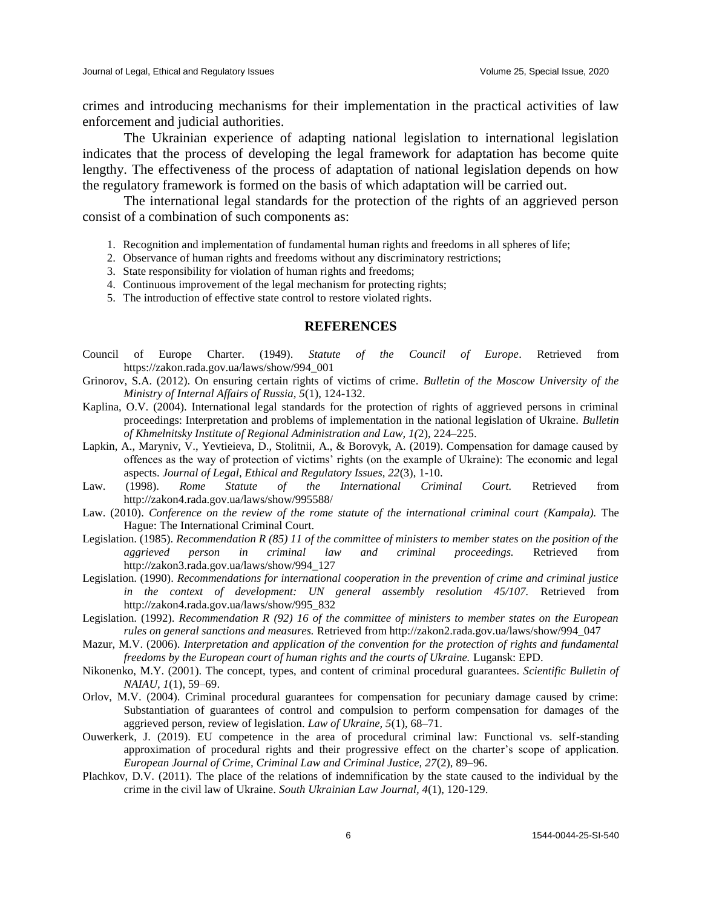crimes and introducing mechanisms for their implementation in the practical activities of law enforcement and judicial authorities.

The Ukrainian experience of adapting national legislation to international legislation indicates that the process of developing the legal framework for adaptation has become quite lengthy. The effectiveness of the process of adaptation of national legislation depends on how the regulatory framework is formed on the basis of which adaptation will be carried out.

The international legal standards for the protection of the rights of an aggrieved person consist of a combination of such components as:

1. Recognition and implementation of fundamental human rights and freedoms in all spheres of life;
2. Observance of human rights and freedoms without any discriminatory restrictions;
3. State responsibility for violation of human rights and freedoms;
4. Continuous improvement of the legal mechanism for protecting rights;
5. The introduction of effective state control to restore violated rights.

## REFERENCES

Council of Europe Charter. (1949). *Statute of the Council of Europe*. Retrieved from https://zakon.rada.gov.ua/laws/show/994_001

Grinorov, S.A. (2012). On ensuring certain rights of victims of crime. *Bulletin of the Moscow University of the Ministry of Internal Affairs of Russia, 5*(1), 124-132.

Kaplina, O.V. (2004). International legal standards for the protection of rights of aggrieved persons in criminal proceedings: Interpretation and problems of implementation in the national legislation of Ukraine. *Bulletin of Khmelnitsky Institute of Regional Administration and Law, 1(*2), 224–225.

Lapkin, A., Maryniv, V., Yevtieieva, D., Stolitnii, A., & Borovyk, A. (2019). Compensation for damage caused by offences as the way of protection of victims' rights (on the example of Ukraine): The economic and legal aspects. *Journal of Legal, Ethical and Regulatory Issues, 22*(3), 1-10.

Law. (1998). *Rome Statute of the International Criminal Court.* Retrieved from http://zakon4.rada.gov.ua/laws/show/995588/

Law. (2010). *Conference on the review of the rome statute of the international criminal court (Kampala).* The Hague: The International Criminal Court.

Legislation. (1985). *Recommendation R (85) 11 of the committee of ministers to member states on the position of the aggrieved person in criminal law and criminal proceedings.* Retrieved from http://zakon3.rada.gov.ua/laws/show/994_127

Legislation. (1990). *Recommendations for international cooperation in the prevention of crime and criminal justice in the context of development: UN general assembly resolution 45/107.* Retrieved from http://zakon4.rada.gov.ua/laws/show/995_832

Legislation. (1992). *Recommendation R (92) 16 of the committee of ministers to member states on the European rules on general sanctions and measures.* Retrieved from http://zakon2.rada.gov.ua/laws/show/994_047

Mazur, M.V. (2006). *Interpretation and application of the convention for the protection of rights and fundamental freedoms by the European court of human rights and the courts of Ukraine.* Lugansk: EPD.

Nikonenko, M.Y. (2001). The concept, types, and content of criminal procedural guarantees. *Scientific Bulletin of NAIAU, 1*(1), 59–69.

Orlov, M.V. (2004). Criminal procedural guarantees for compensation for pecuniary damage caused by crime: Substantiation of guarantees of control and compulsion to perform compensation for damages of the aggrieved person, review of legislation. *Law of Ukraine, 5*(1), 68–71.

Ouwerkerk, J. (2019). EU competence in the area of procedural criminal law: Functional vs. self-standing approximation of procedural rights and their progressive effect on the charter's scope of application. *European Journal of Crime, Criminal Law and Criminal Justice, 27*(2), 89–96.

Plachkov, D.V. (2011). The place of the relations of indemnification by the state caused to the individual by the crime in the civil law of Ukraine. *South Ukrainian Law Journal, 4*(1), 120-129.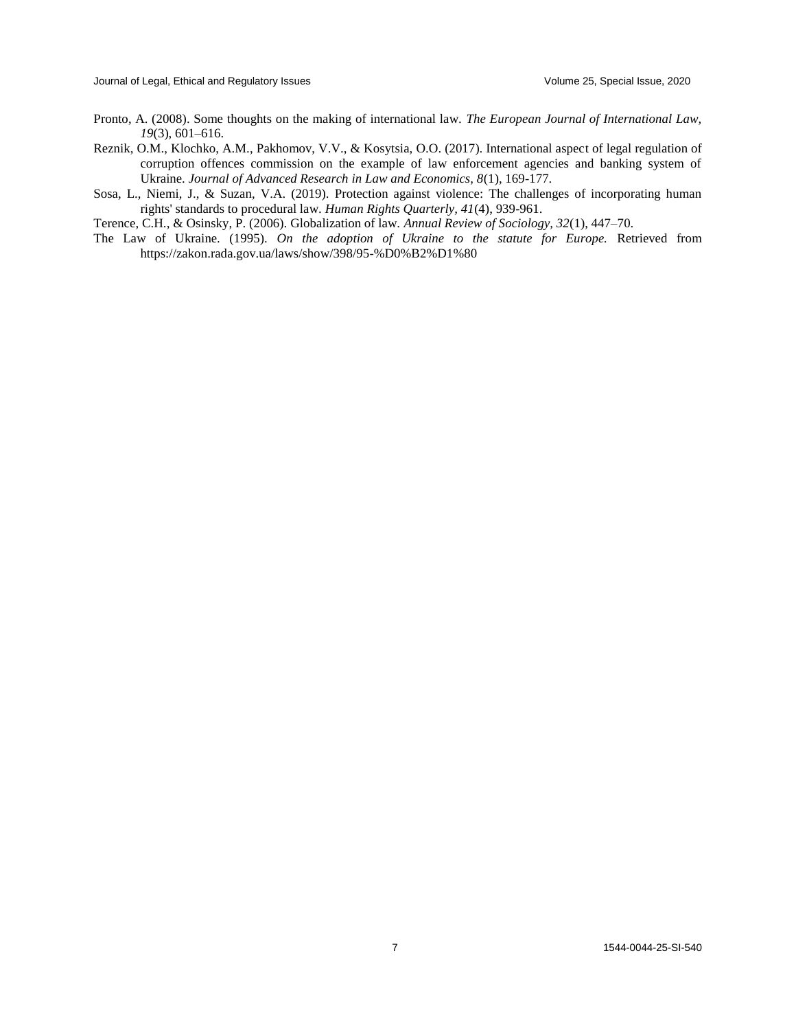Pronto, A. (2008). Some thoughts on the making of international law. *The European Journal of International Law, 19*(3), 601–616.

Reznik, O.M., Klochko, A.M., Pakhomov, V.V., & Kosytsia, O.O. (2017). International aspect of legal regulation of corruption offences commission on the example of law enforcement agencies and banking system of Ukraine. *Journal of Advanced Research in Law and Economics, 8*(1), 169-177.

Sosa, L., Niemi, J., & Suzan, V.A. (2019). Protection against violence: The challenges of incorporating human rights' standards to procedural law. *Human Rights Quarterly, 41*(4), 939-961.

Terence, C.H., & Osinsky, P. (2006). Globalization of law. *Annual Review of Sociology, 32*(1), 447–70.

The Law of Ukraine. (1995). *On the adoption of Ukraine to the statute for Europe.* Retrieved from https://zakon.rada.gov.ua/laws/show/398/95-%D0%B2%D1%80